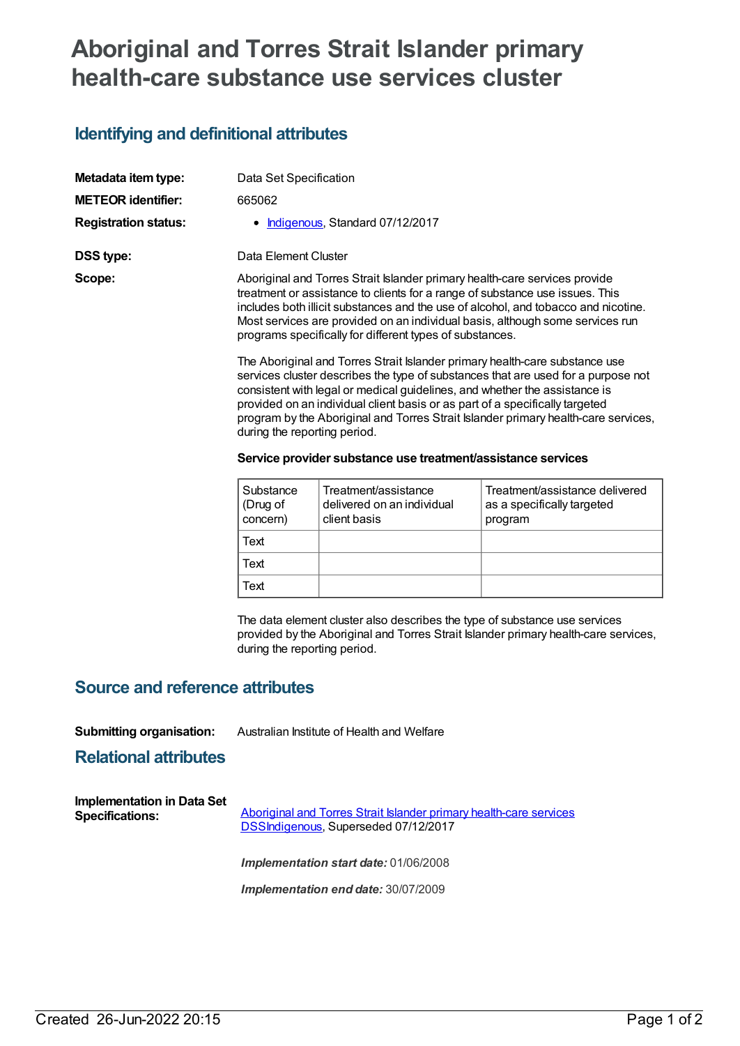# Aboriginal and Torres Strait Islander primary health-care substance use services cluster

## Identifying and definitional attributes

**Metadata item type:** Data Set Specification

**METEOR identifier:** 665062

**Registration status:**

- Indigenous, Standard 07/12/2017

**DSS type:** Data Element Cluster

**Scope:**

Aboriginal and Torres Strait Islander primary health-care services provide treatment or assistance to clients for a range of substance use issues. This includes both illicit substances and the use of alcohol, and tobacco and nicotine. Most services are provided on an individual basis, although some services run programs specifically for different types of substances.

The Aboriginal and Torres Strait Islander primary health-care substance use services cluster describes the type of substances that are used for a purpose not consistent with legal or medical guidelines, and whether the assistance is provided on an individual client basis or as part of a specifically targeted program by the Aboriginal and Torres Strait Islander primary health-care services, during the reporting period.

**Service provider substance use treatment/assistance services**

| Substance (Drug of concern) | Treatment/assistance delivered on an individual client basis | Treatment/assistance delivered as a specifically targeted program |
|---|---|---|
| Text | | |
| Text | | |
| Text | | |

The data element cluster also describes the type of substance use services provided by the Aboriginal and Torres Strait Islander primary health-care services, during the reporting period.

## Source and reference attributes

**Submitting organisation:** Australian Institute of Health and Welfare

## Relational attributes

**Implementation in Data Set Specifications:**

Aboriginal and Torres Strait Islander primary health-care services DSSIndigenous, Superseded 07/12/2017

*Implementation start date:* 01/06/2008

*Implementation end date:* 30/07/2009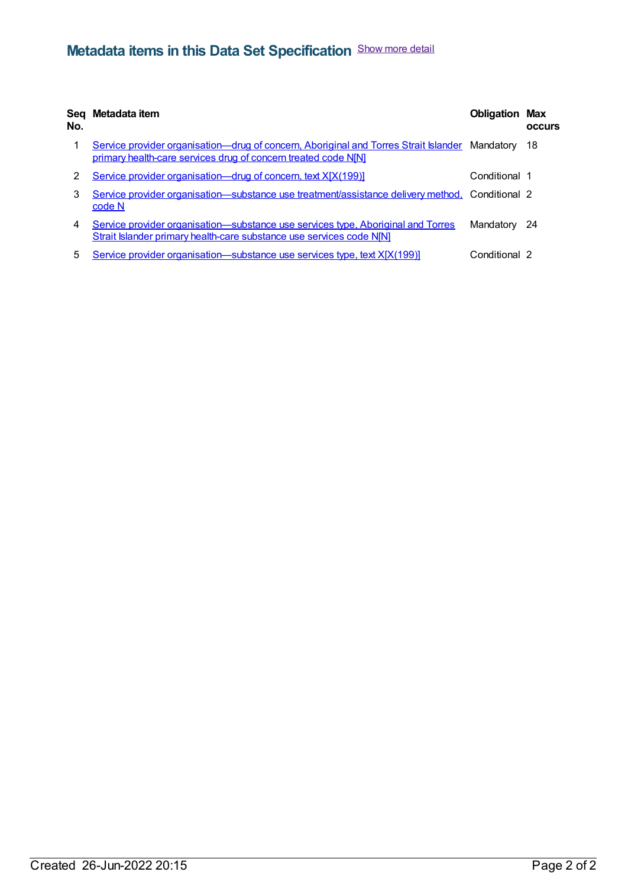## Metadata items in this Data Set Specification [Show more detail]

| Seq No. | Metadata item | Obligation | Max occurs |
|---|---|---|---|
| 1 | Service provider organisation—drug of concern, Aboriginal and Torres Strait Islander primary health-care services drug of concern treated code N[N] | Mandatory | 18 |
| 2 | Service provider organisation—drug of concern, text X[X(199)] | Conditional | 1 |
| 3 | Service provider organisation—substance use treatment/assistance delivery method, code N | Conditional | 2 |
| 4 | Service provider organisation—substance use services type, Aboriginal and Torres Strait Islander primary health-care substance use services code N[N] | Mandatory | 24 |
| 5 | Service provider organisation—substance use services type, text X[X(199)] | Conditional | 2 |

Created 26-Jun-2022 20:15